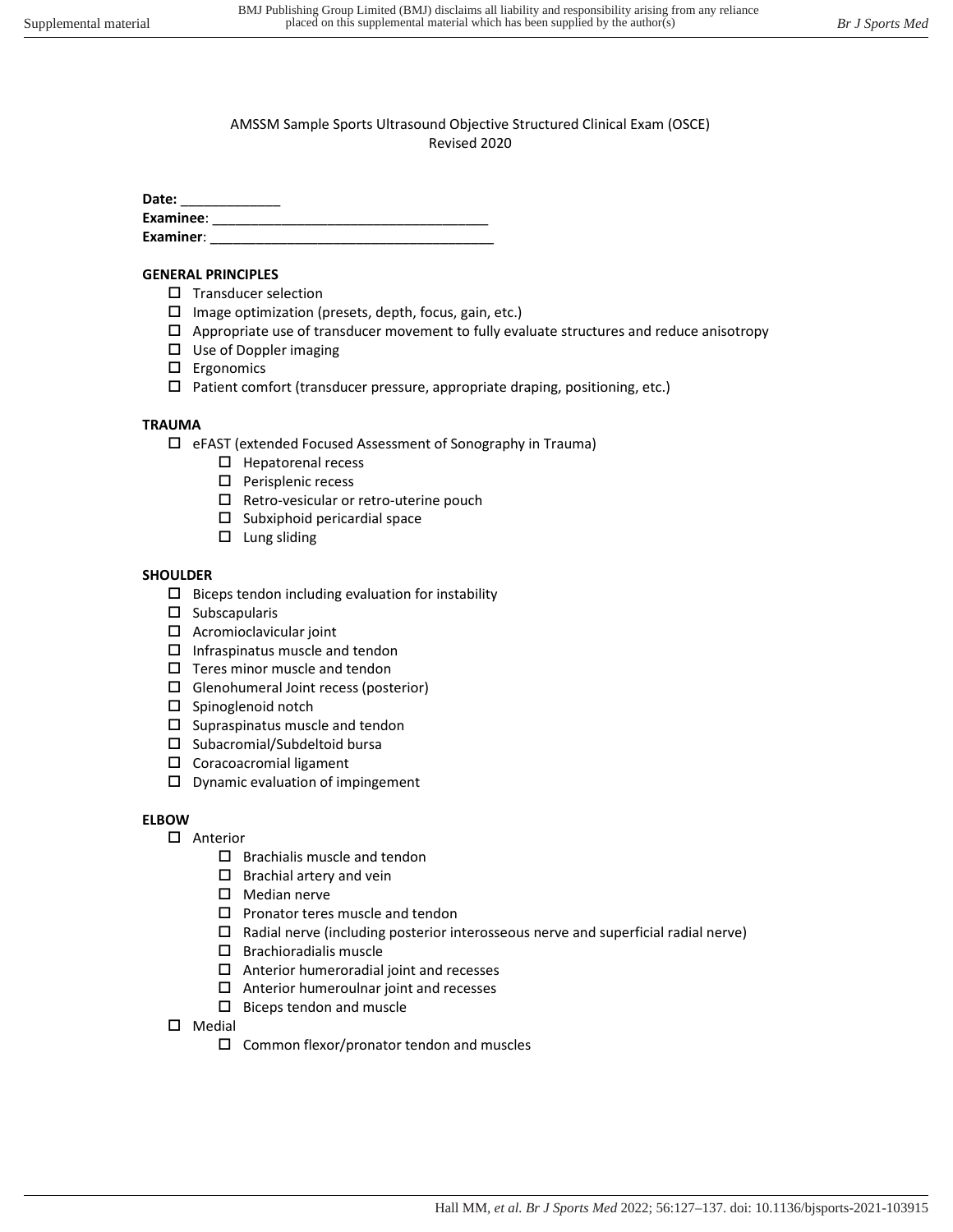AMSSM Sample Sports Ultrasound Objective Structured Clinical Exam (OSCE)
Revised 2020

**Date:** _____________
**Examinee**: ___________________________________
**Examiner**: _____________________________________

**GENERAL PRINCIPLES**

- ☐ Transducer selection
- ☐ Image optimization (presets, depth, focus, gain, etc.)
- ☐ Appropriate use of transducer movement to fully evaluate structures and reduce anisotropy
- ☐ Use of Doppler imaging
- ☐ Ergonomics
- ☐ Patient comfort (transducer pressure, appropriate draping, positioning, etc.)

**TRAUMA**

- ☐ eFAST (extended Focused Assessment of Sonography in Trauma)
    - ☐ Hepatorenal recess
    - ☐ Perisplenic recess
    - ☐ Retro-vesicular or retro-uterine pouch
    - ☐ Subxiphoid pericardial space
    - ☐ Lung sliding

**SHOULDER**

- ☐ Biceps tendon including evaluation for instability
- ☐ Subscapularis
- ☐ Acromioclavicular joint
- ☐ Infraspinatus muscle and tendon
- ☐ Teres minor muscle and tendon
- ☐ Glenohumeral Joint recess (posterior)
- ☐ Spinoglenoid notch
- ☐ Supraspinatus muscle and tendon
- ☐ Subacromial/Subdeltoid bursa
- ☐ Coracoacromial ligament
- ☐ Dynamic evaluation of impingement

**ELBOW**

- ☐ Anterior
    - ☐ Brachialis muscle and tendon
    - ☐ Brachial artery and vein
    - ☐ Median nerve
    - ☐ Pronator teres muscle and tendon
    - ☐ Radial nerve (including posterior interosseous nerve and superficial radial nerve)
    - ☐ Brachioradialis muscle
    - ☐ Anterior humeroradial joint and recesses
    - ☐ Anterior humeroulnar joint and recesses
    - ☐ Biceps tendon and muscle
- ☐ Medial
    - ☐ Common flexor/pronator tendon and muscles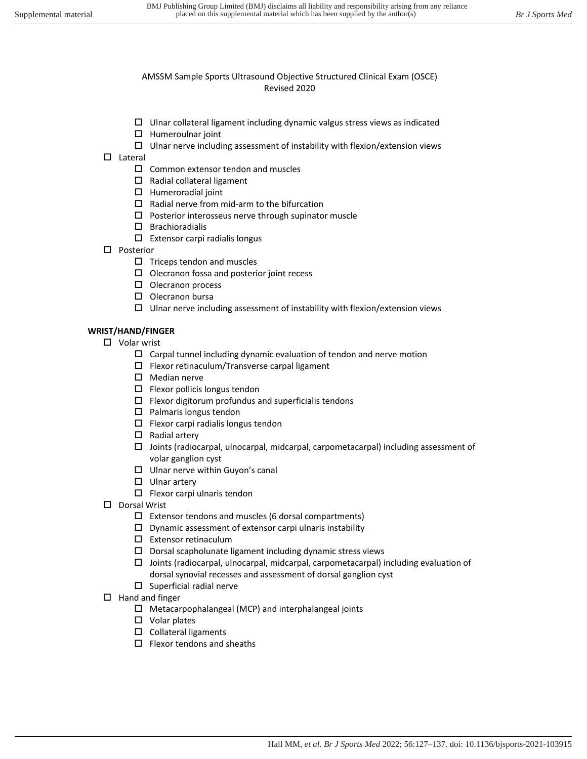AMSSM Sample Sports Ultrasound Objective Structured Clinical Exam (OSCE)
Revised 2020

- ☐ Ulnar collateral ligament including dynamic valgus stress views as indicated
- ☐ Humeroulnar joint
- ☐ Ulnar nerve including assessment of instability with flexion/extension views

- ☐ Lateral
    - ☐ Common extensor tendon and muscles
    - ☐ Radial collateral ligament
    - ☐ Humeroradial joint
    - ☐ Radial nerve from mid-arm to the bifurcation
    - ☐ Posterior interosseus nerve through supinator muscle
    - ☐ Brachioradialis
    - ☐ Extensor carpi radialis longus
- ☐ Posterior
    - ☐ Triceps tendon and muscles
    - ☐ Olecranon fossa and posterior joint recess
    - ☐ Olecranon process
    - ☐ Olecranon bursa
    - ☐ Ulnar nerve including assessment of instability with flexion/extension views

**WRIST/HAND/FINGER**

- ☐ Volar wrist
    - ☐ Carpal tunnel including dynamic evaluation of tendon and nerve motion
    - ☐ Flexor retinaculum/Transverse carpal ligament
    - ☐ Median nerve
    - ☐ Flexor pollicis longus tendon
    - ☐ Flexor digitorum profundus and superficialis tendons
    - ☐ Palmaris longus tendon
    - ☐ Flexor carpi radialis longus tendon
    - ☐ Radial artery
    - ☐ Joints (radiocarpal, ulnocarpal, midcarpal, carpometacarpal) including assessment of volar ganglion cyst
    - ☐ Ulnar nerve within Guyon's canal
    - ☐ Ulnar artery
    - ☐ Flexor carpi ulnaris tendon
- ☐ Dorsal Wrist
    - ☐ Extensor tendons and muscles (6 dorsal compartments)
    - ☐ Dynamic assessment of extensor carpi ulnaris instability
    - ☐ Extensor retinaculum
    - ☐ Dorsal scapholunate ligament including dynamic stress views
    - ☐ Joints (radiocarpal, ulnocarpal, midcarpal, carpometacarpal) including evaluation of dorsal synovial recesses and assessment of dorsal ganglion cyst
    - ☐ Superficial radial nerve
- ☐ Hand and finger
    - ☐ Metacarpophalangeal (MCP) and interphalangeal joints
    - ☐ Volar plates
    - ☐ Collateral ligaments
    - ☐ Flexor tendons and sheaths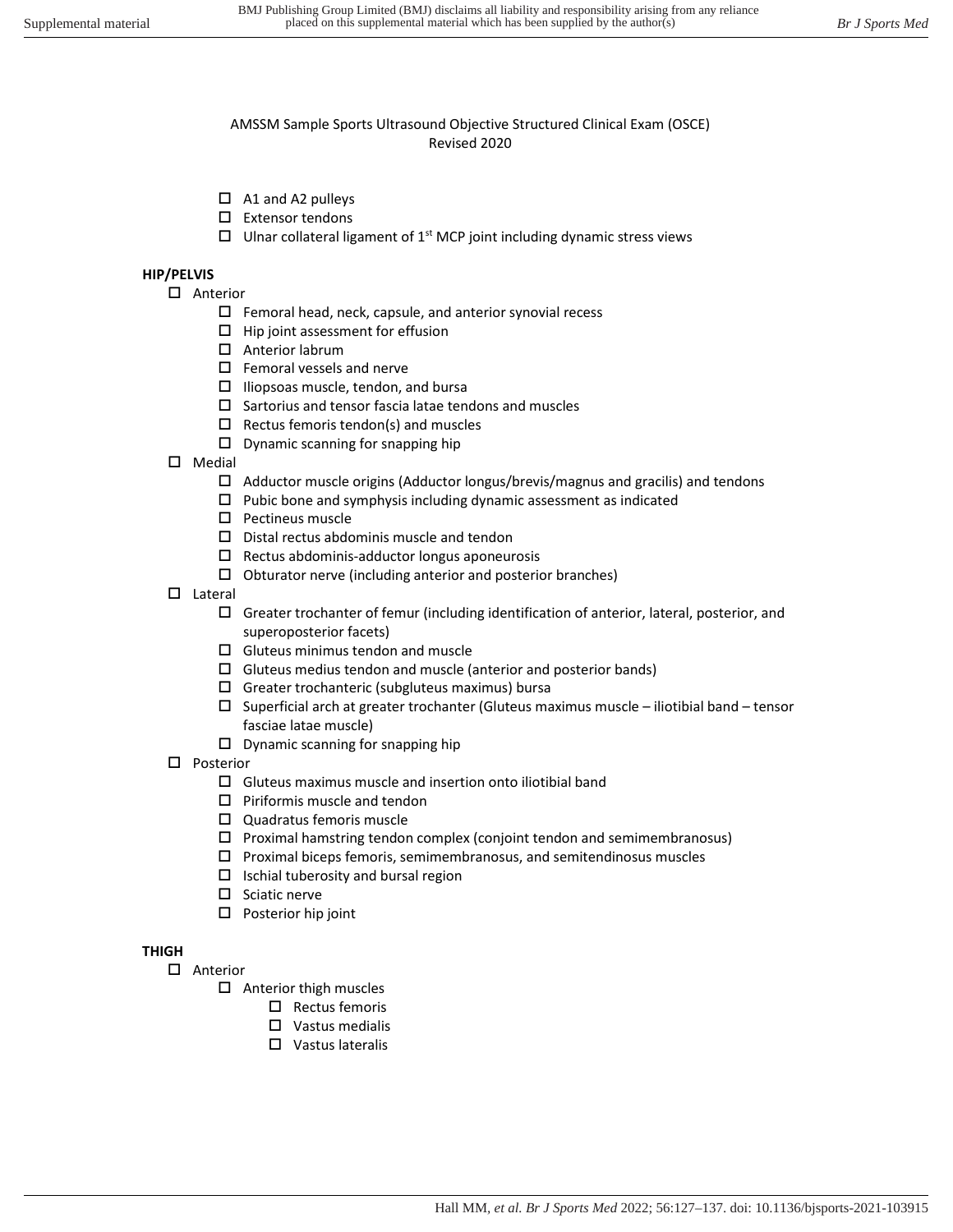AMSSM Sample Sports Ultrasound Objective Structured Clinical Exam (OSCE)
Revised 2020

- ☐ A1 and A2 pulleys
- ☐ Extensor tendons
- ☐ Ulnar collateral ligament of 1st MCP joint including dynamic stress views

**HIP/PELVIS**

- ☐ Anterior
  - ☐ Femoral head, neck, capsule, and anterior synovial recess
  - ☐ Hip joint assessment for effusion
  - ☐ Anterior labrum
  - ☐ Femoral vessels and nerve
  - ☐ Iliopsoas muscle, tendon, and bursa
  - ☐ Sartorius and tensor fascia latae tendons and muscles
  - ☐ Rectus femoris tendon(s) and muscles
  - ☐ Dynamic scanning for snapping hip
- ☐ Medial
  - ☐ Adductor muscle origins (Adductor longus/brevis/magnus and gracilis) and tendons
  - ☐ Pubic bone and symphysis including dynamic assessment as indicated
  - ☐ Pectineus muscle
  - ☐ Distal rectus abdominis muscle and tendon
  - ☐ Rectus abdominis-adductor longus aponeurosis
  - ☐ Obturator nerve (including anterior and posterior branches)
- ☐ Lateral
  - ☐ Greater trochanter of femur (including identification of anterior, lateral, posterior, and superoposterior facets)
  - ☐ Gluteus minimus tendon and muscle
  - ☐ Gluteus medius tendon and muscle (anterior and posterior bands)
  - ☐ Greater trochanteric (subgluteus maximus) bursa
  - ☐ Superficial arch at greater trochanter (Gluteus maximus muscle – iliotibial band – tensor fasciae latae muscle)
  - ☐ Dynamic scanning for snapping hip
- ☐ Posterior
  - ☐ Gluteus maximus muscle and insertion onto iliotibial band
  - ☐ Piriformis muscle and tendon
  - ☐ Quadratus femoris muscle
  - ☐ Proximal hamstring tendon complex (conjoint tendon and semimembranosus)
  - ☐ Proximal biceps femoris, semimembranosus, and semitendinosus muscles
  - ☐ Ischial tuberosity and bursal region
  - ☐ Sciatic nerve
  - ☐ Posterior hip joint

**THIGH**

- ☐ Anterior
  - ☐ Anterior thigh muscles
    - ☐ Rectus femoris
    - ☐ Vastus medialis
    - ☐ Vastus lateralis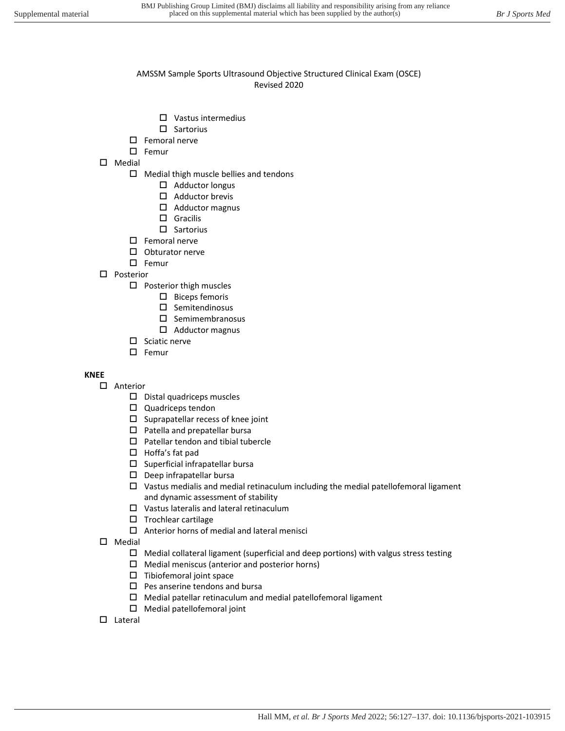AMSSM Sample Sports Ultrasound Objective Structured Clinical Exam (OSCE)
Revised 2020

- ☐ Vastus intermedius
- ☐ Sartorius

- ☐ Femoral nerve
- ☐ Femur

- ☐ Medial
  - ☐ Medial thigh muscle bellies and tendons
    - ☐ Adductor longus
    - ☐ Adductor brevis
    - ☐ Adductor magnus
    - ☐ Gracilis
    - ☐ Sartorius
  - ☐ Femoral nerve
  - ☐ Obturator nerve
  - ☐ Femur
- ☐ Posterior
  - ☐ Posterior thigh muscles
    - ☐ Biceps femoris
    - ☐ Semitendinosus
    - ☐ Semimembranosus
    - ☐ Adductor magnus
  - ☐ Sciatic nerve
  - ☐ Femur

**KNEE**

- ☐ Anterior
  - ☐ Distal quadriceps muscles
  - ☐ Quadriceps tendon
  - ☐ Suprapatellar recess of knee joint
  - ☐ Patella and prepatellar bursa
  - ☐ Patellar tendon and tibial tubercle
  - ☐ Hoffa's fat pad
  - ☐ Superficial infrapatellar bursa
  - ☐ Deep infrapatellar bursa
  - ☐ Vastus medialis and medial retinaculum including the medial patellofemoral ligament and dynamic assessment of stability
  - ☐ Vastus lateralis and lateral retinaculum
  - ☐ Trochlear cartilage
  - ☐ Anterior horns of medial and lateral menisci
- ☐ Medial
  - ☐ Medial collateral ligament (superficial and deep portions) with valgus stress testing
  - ☐ Medial meniscus (anterior and posterior horns)
  - ☐ Tibiofemoral joint space
  - ☐ Pes anserine tendons and bursa
  - ☐ Medial patellar retinaculum and medial patellofemoral ligament
  - ☐ Medial patellofemoral joint
- ☐ Lateral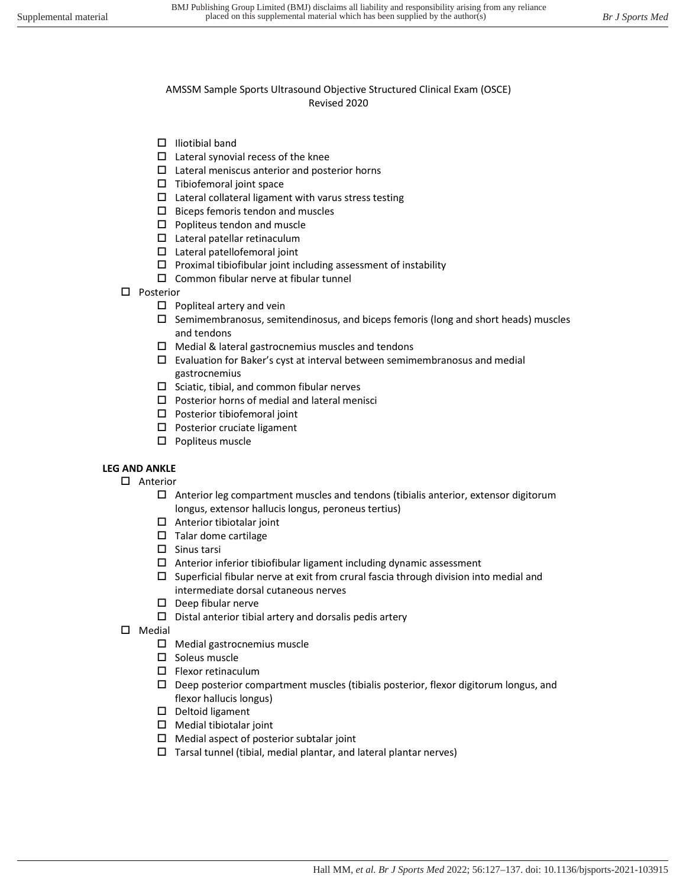AMSSM Sample Sports Ultrasound Objective Structured Clinical Exam (OSCE)
Revised 2020

- ☐ Iliotibial band
- ☐ Lateral synovial recess of the knee
- ☐ Lateral meniscus anterior and posterior horns
- ☐ Tibiofemoral joint space
- ☐ Lateral collateral ligament with varus stress testing
- ☐ Biceps femoris tendon and muscles
- ☐ Popliteus tendon and muscle
- ☐ Lateral patellar retinaculum
- ☐ Lateral patellofemoral joint
- ☐ Proximal tibiofibular joint including assessment of instability
- ☐ Common fibular nerve at fibular tunnel

- ☐ Posterior
  - ☐ Popliteal artery and vein
  - ☐ Semimembranosus, semitendinosus, and biceps femoris (long and short heads) muscles and tendons
  - ☐ Medial & lateral gastrocnemius muscles and tendons
  - ☐ Evaluation for Baker's cyst at interval between semimembranosus and medial gastrocnemius
  - ☐ Sciatic, tibial, and common fibular nerves
  - ☐ Posterior horns of medial and lateral menisci
  - ☐ Posterior tibiofemoral joint
  - ☐ Posterior cruciate ligament
  - ☐ Popliteus muscle

**LEG AND ANKLE**

- ☐ Anterior
  - ☐ Anterior leg compartment muscles and tendons (tibialis anterior, extensor digitorum longus, extensor hallucis longus, peroneus tertius)
  - ☐ Anterior tibiotalar joint
  - ☐ Talar dome cartilage
  - ☐ Sinus tarsi
  - ☐ Anterior inferior tibiofibular ligament including dynamic assessment
  - ☐ Superficial fibular nerve at exit from crural fascia through division into medial and intermediate dorsal cutaneous nerves
  - ☐ Deep fibular nerve
  - ☐ Distal anterior tibial artery and dorsalis pedis artery
- ☐ Medial
  - ☐ Medial gastrocnemius muscle
  - ☐ Soleus muscle
  - ☐ Flexor retinaculum
  - ☐ Deep posterior compartment muscles (tibialis posterior, flexor digitorum longus, and flexor hallucis longus)
  - ☐ Deltoid ligament
  - ☐ Medial tibiotalar joint
  - ☐ Medial aspect of posterior subtalar joint
  - ☐ Tarsal tunnel (tibial, medial plantar, and lateral plantar nerves)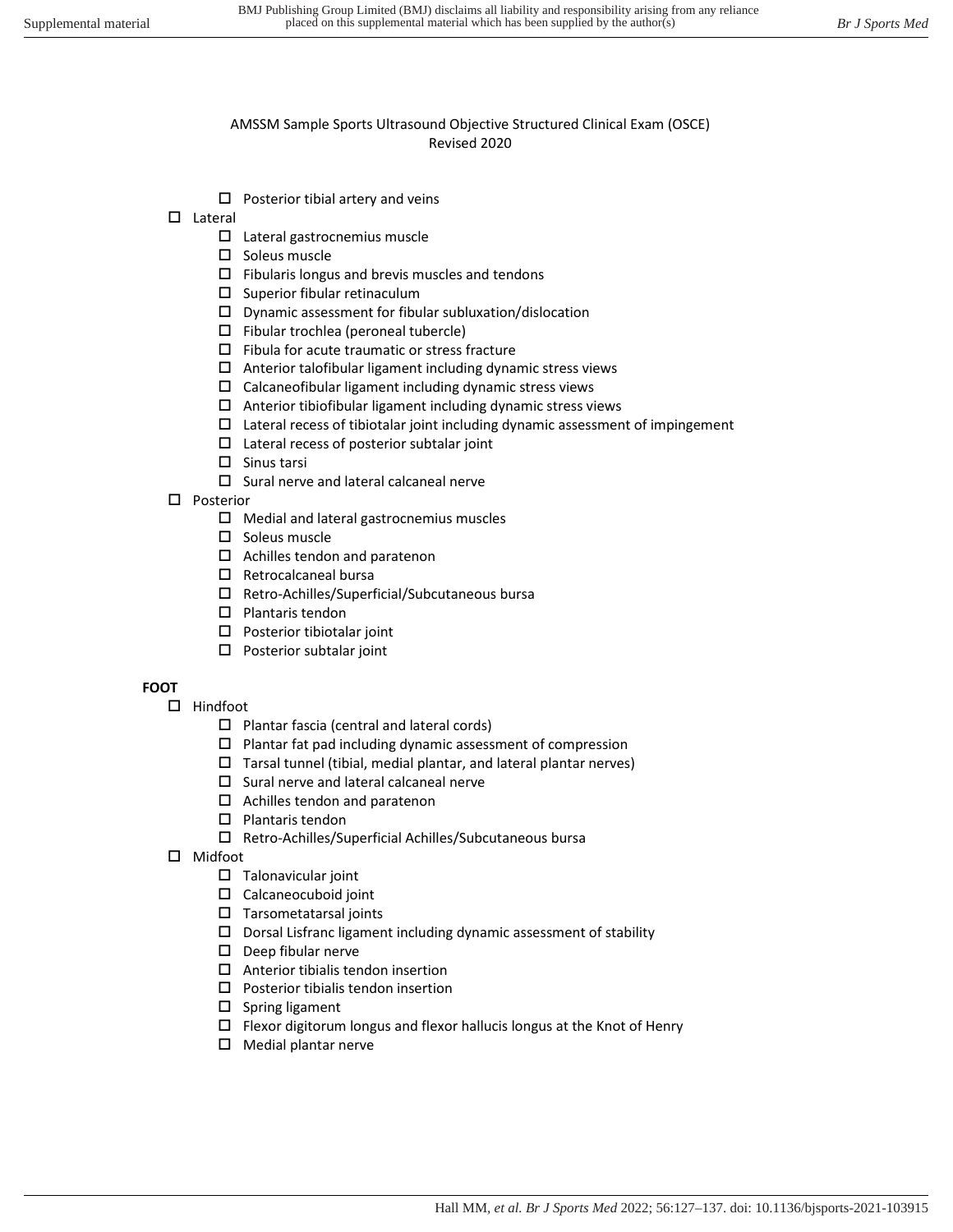AMSSM Sample Sports Ultrasound Objective Structured Clinical Exam (OSCE)
Revised 2020

- ☐ Posterior tibial artery and veins

- ☐ Lateral
  - ☐ Lateral gastrocnemius muscle
  - ☐ Soleus muscle
  - ☐ Fibularis longus and brevis muscles and tendons
  - ☐ Superior fibular retinaculum
  - ☐ Dynamic assessment for fibular subluxation/dislocation
  - ☐ Fibular trochlea (peroneal tubercle)
  - ☐ Fibula for acute traumatic or stress fracture
  - ☐ Anterior talofibular ligament including dynamic stress views
  - ☐ Calcaneofibular ligament including dynamic stress views
  - ☐ Anterior tibiofibular ligament including dynamic stress views
  - ☐ Lateral recess of tibiotalar joint including dynamic assessment of impingement
  - ☐ Lateral recess of posterior subtalar joint
  - ☐ Sinus tarsi
  - ☐ Sural nerve and lateral calcaneal nerve
- ☐ Posterior
  - ☐ Medial and lateral gastrocnemius muscles
  - ☐ Soleus muscle
  - ☐ Achilles tendon and paratenon
  - ☐ Retrocalcaneal bursa
  - ☐ Retro-Achilles/Superficial/Subcutaneous bursa
  - ☐ Plantaris tendon
  - ☐ Posterior tibiotalar joint
  - ☐ Posterior subtalar joint

**FOOT**

- ☐ Hindfoot
  - ☐ Plantar fascia (central and lateral cords)
  - ☐ Plantar fat pad including dynamic assessment of compression
  - ☐ Tarsal tunnel (tibial, medial plantar, and lateral plantar nerves)
  - ☐ Sural nerve and lateral calcaneal nerve
  - ☐ Achilles tendon and paratenon
  - ☐ Plantaris tendon
  - ☐ Retro-Achilles/Superficial Achilles/Subcutaneous bursa
- ☐ Midfoot
  - ☐ Talonavicular joint
  - ☐ Calcaneocuboid joint
  - ☐ Tarsometatarsal joints
  - ☐ Dorsal Lisfranc ligament including dynamic assessment of stability
  - ☐ Deep fibular nerve
  - ☐ Anterior tibialis tendon insertion
  - ☐ Posterior tibialis tendon insertion
  - ☐ Spring ligament
  - ☐ Flexor digitorum longus and flexor hallucis longus at the Knot of Henry
  - ☐ Medial plantar nerve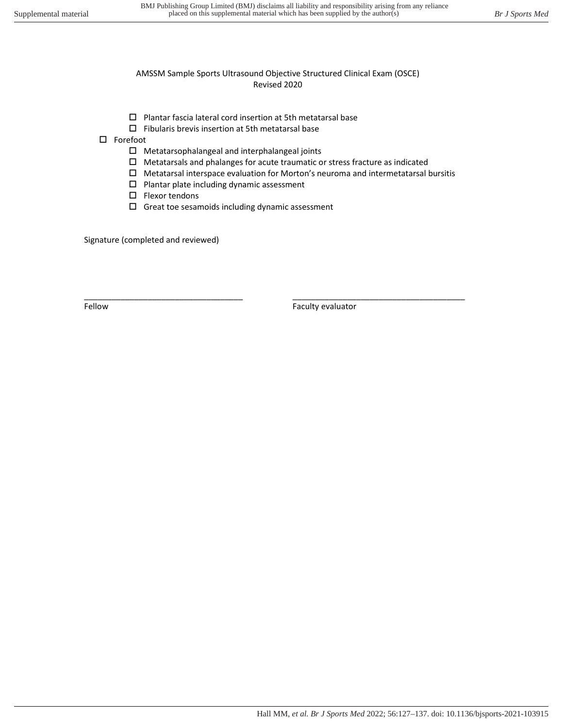AMSSM Sample Sports Ultrasound Objective Structured Clinical Exam (OSCE)
Revised 2020

- ☐ Plantar fascia lateral cord insertion at 5th metatarsal base
- ☐ Fibularis brevis insertion at 5th metatarsal base

☐ Forefoot

- ☐ Metatarsophalangeal and interphalangeal joints
- ☐ Metatarsals and phalanges for acute traumatic or stress fracture as indicated
- ☐ Metatarsal interspace evaluation for Morton's neuroma and intermetatarsal bursitis
- ☐ Plantar plate including dynamic assessment
- ☐ Flexor tendons
- ☐ Great toe sesamoids including dynamic assessment

Signature (completed and reviewed)

___________________________________ Fellow

_______________________________________ Faculty evaluator